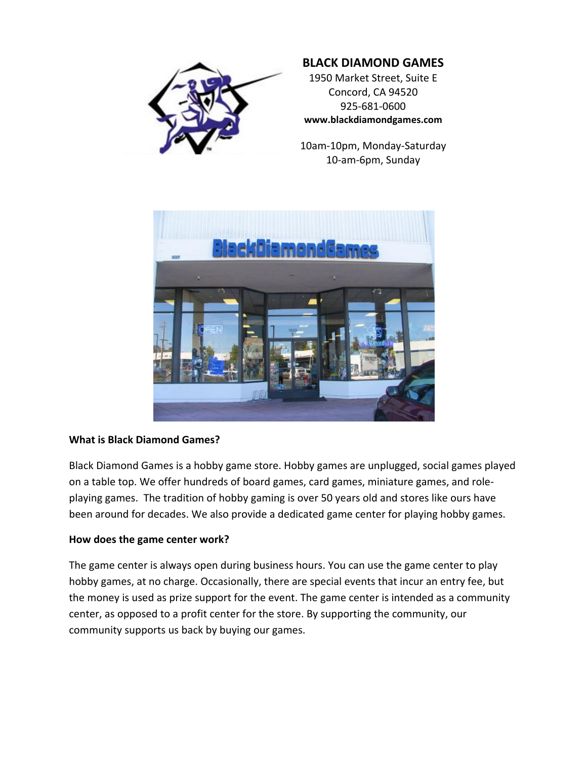**BLACK DIAMOND GAMES**

1950 Market Street, Suite E
Concord, CA 94520
925-681-0600
**www.blackdiamondgames.com**

10am-10pm, Monday-Saturday
10-am-6pm, Sunday

**What is Black Diamond Games?**

Black Diamond Games is a hobby game store. Hobby games are unplugged, social games played on a table top. We offer hundreds of board games, card games, miniature games, and role-playing games. The tradition of hobby gaming is over 50 years old and stores like ours have been around for decades. We also provide a dedicated game center for playing hobby games.

**How does the game center work?**

The game center is always open during business hours. You can use the game center to play hobby games, at no charge. Occasionally, there are special events that incur an entry fee, but the money is used as prize support for the event. The game center is intended as a community center, as opposed to a profit center for the store. By supporting the community, our community supports us back by buying our games.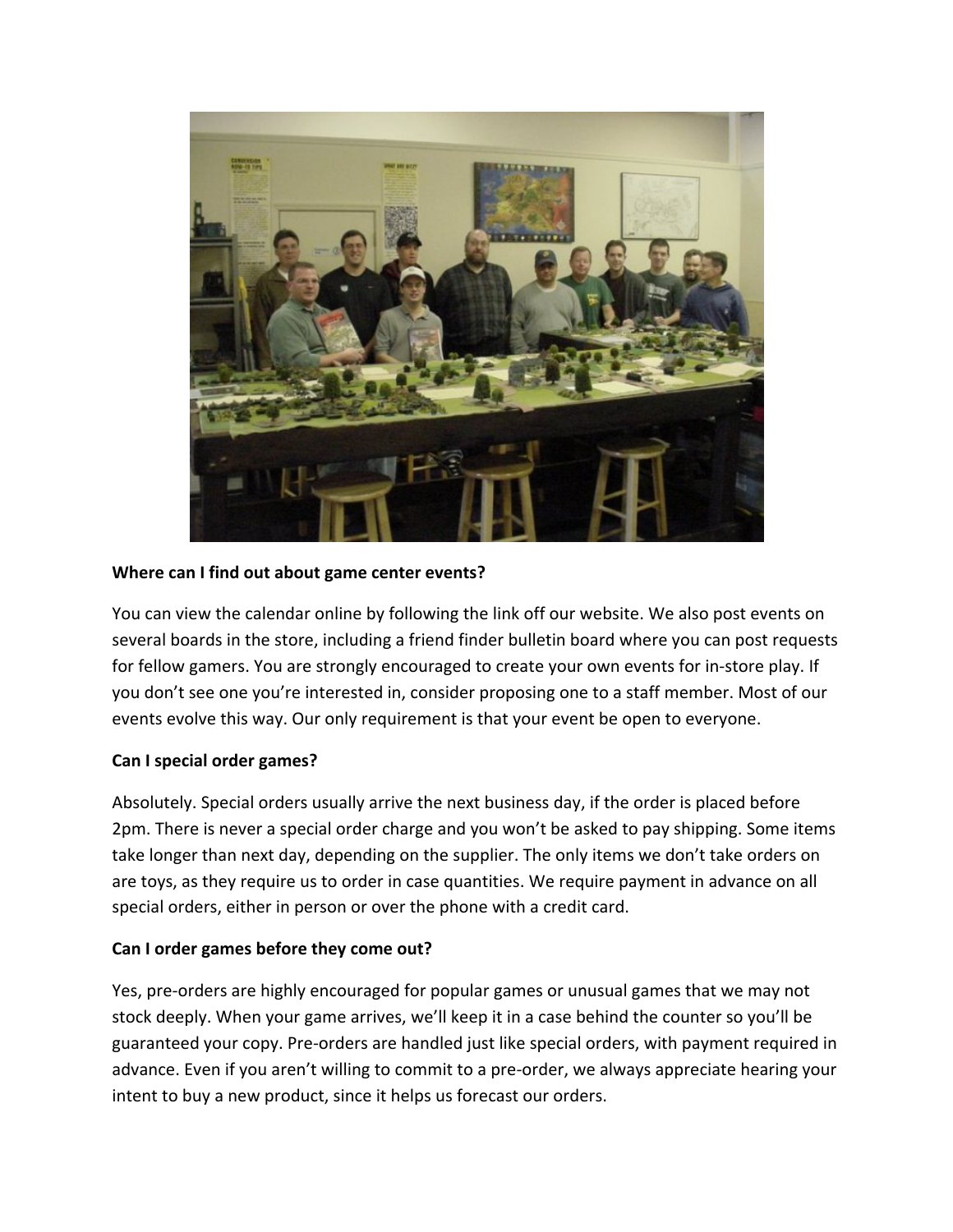**Where can I find out about game center events?**

You can view the calendar online by following the link off our website. We also post events on several boards in the store, including a friend finder bulletin board where you can post requests for fellow gamers. You are strongly encouraged to create your own events for in-store play. If you don't see one you're interested in, consider proposing one to a staff member. Most of our events evolve this way. Our only requirement is that your event be open to everyone.

**Can I special order games?**

Absolutely. Special orders usually arrive the next business day, if the order is placed before 2pm. There is never a special order charge and you won't be asked to pay shipping. Some items take longer than next day, depending on the supplier. The only items we don't take orders on are toys, as they require us to order in case quantities. We require payment in advance on all special orders, either in person or over the phone with a credit card.

**Can I order games before they come out?**

Yes, pre-orders are highly encouraged for popular games or unusual games that we may not stock deeply. When your game arrives, we'll keep it in a case behind the counter so you'll be guaranteed your copy. Pre-orders are handled just like special orders, with payment required in advance. Even if you aren't willing to commit to a pre-order, we always appreciate hearing your intent to buy a new product, since it helps us forecast our orders.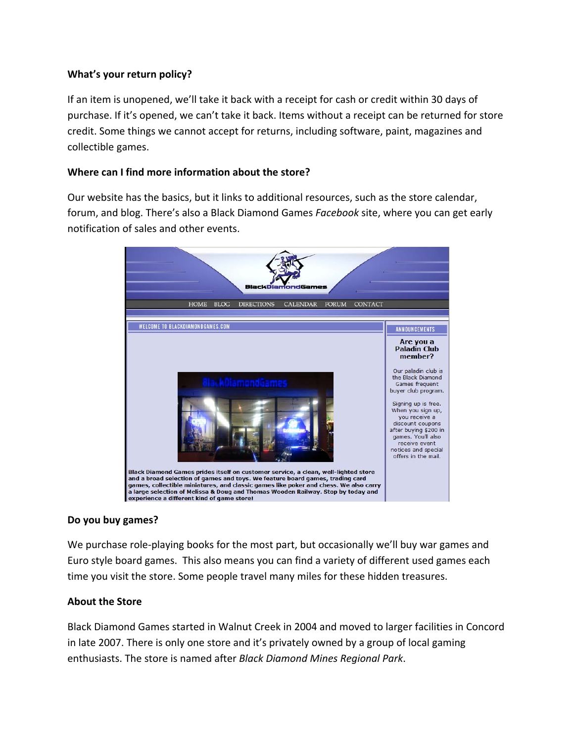**What's your return policy?**

If an item is unopened, we'll take it back with a receipt for cash or credit within 30 days of purchase. If it's opened, we can't take it back. Items without a receipt can be returned for store credit. Some things we cannot accept for returns, including software, paint, magazines and collectible games.

**Where can I find more information about the store?**

Our website has the basics, but it links to additional resources, such as the store calendar, forum, and blog. There's also a Black Diamond Games *Facebook* site, where you can get early notification of sales and other events.

**Do you buy games?**

We purchase role-playing books for the most part, but occasionally we'll buy war games and Euro style board games. This also means you can find a variety of different used games each time you visit the store. Some people travel many miles for these hidden treasures.

**About the Store**

Black Diamond Games started in Walnut Creek in 2004 and moved to larger facilities in Concord in late 2007. There is only one store and it's privately owned by a group of local gaming enthusiasts. The store is named after *Black Diamond Mines Regional Park*.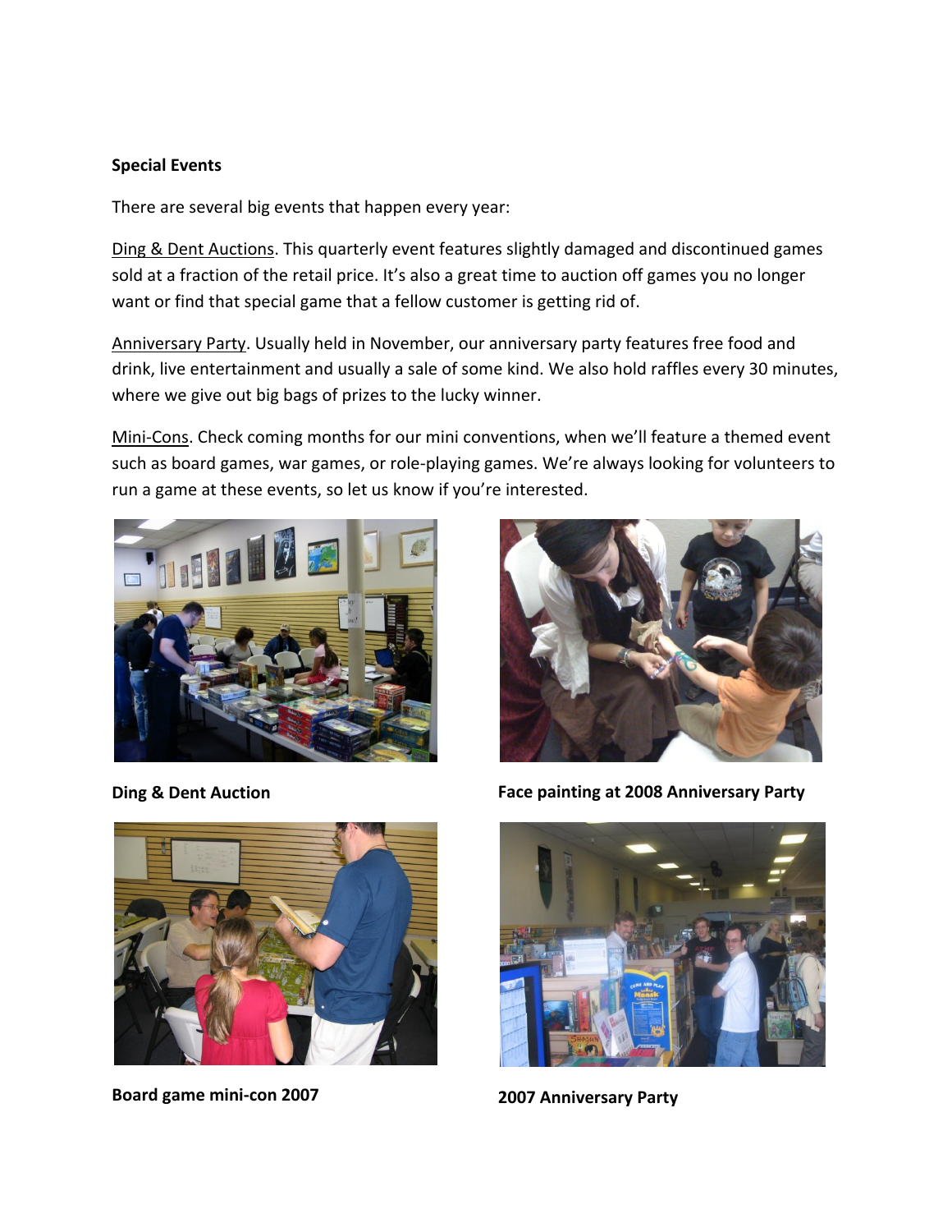**Special Events**

There are several big events that happen every year:

Ding & Dent Auctions. This quarterly event features slightly damaged and discontinued games sold at a fraction of the retail price. It's also a great time to auction off games you no longer want or find that special game that a fellow customer is getting rid of.

Anniversary Party. Usually held in November, our anniversary party features free food and drink, live entertainment and usually a sale of some kind. We also hold raffles every 30 minutes, where we give out big bags of prizes to the lucky winner.

Mini-Cons. Check coming months for our mini conventions, when we'll feature a themed event such as board games, war games, or role-playing games. We're always looking for volunteers to run a game at these events, so let us know if you're interested.

**Ding & Dent Auction**

**Face painting at 2008 Anniversary Party**

**Board game mini-con 2007**

**2007 Anniversary Party**